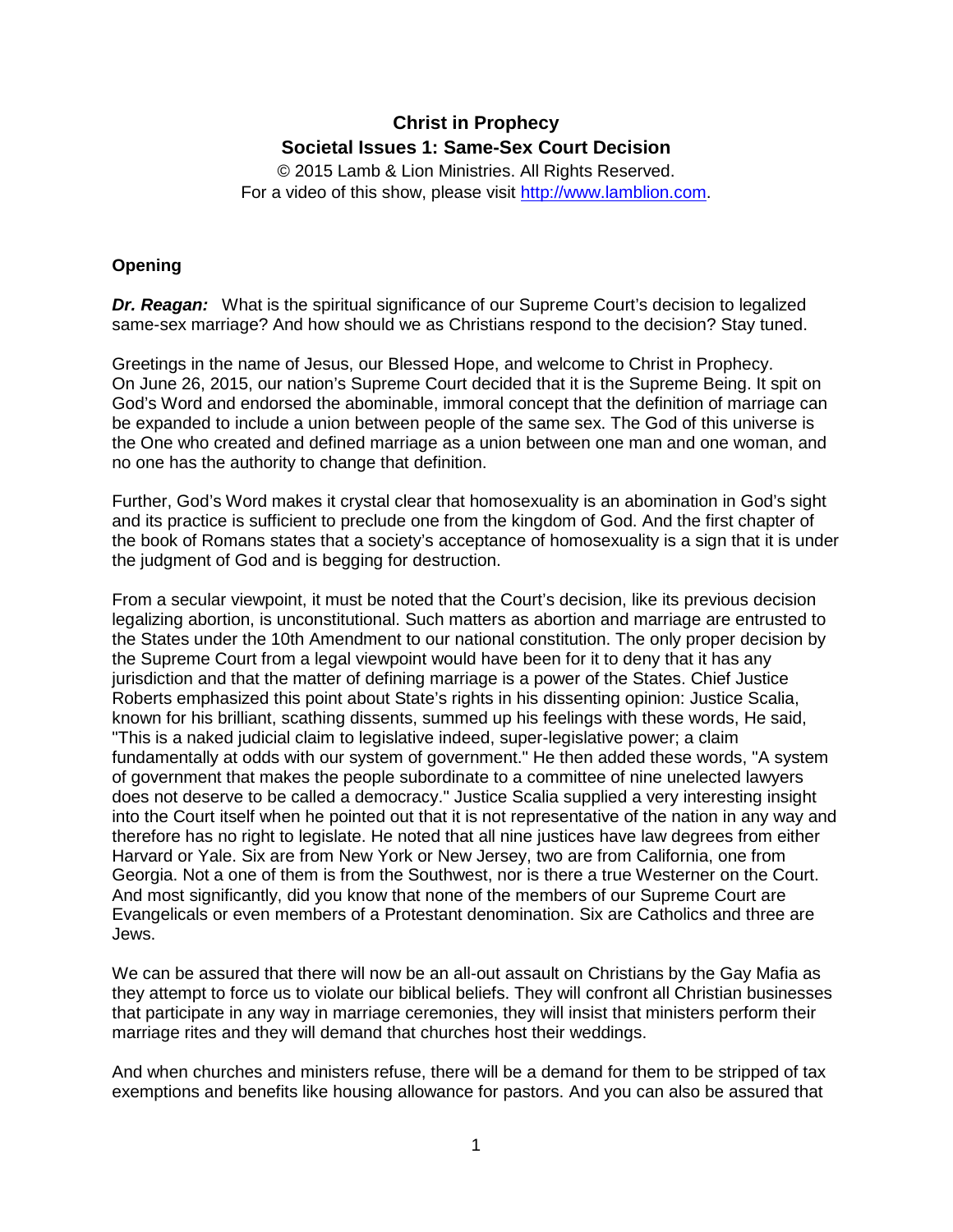# Christ in Prophecy
## Societal Issues 1: Same-Sex Court Decision

© 2015 Lamb & Lion Ministries. All Rights Reserved.
For a video of this show, please visit http://www.lamblion.com.

### Opening

***Dr. Reagan:*** What is the spiritual significance of our Supreme Court's decision to legalized same-sex marriage? And how should we as Christians respond to the decision? Stay tuned.

Greetings in the name of Jesus, our Blessed Hope, and welcome to Christ in Prophecy. On June 26, 2015, our nation's Supreme Court decided that it is the Supreme Being. It spit on God's Word and endorsed the abominable, immoral concept that the definition of marriage can be expanded to include a union between people of the same sex. The God of this universe is the One who created and defined marriage as a union between one man and one woman, and no one has the authority to change that definition.

Further, God's Word makes it crystal clear that homosexuality is an abomination in God's sight and its practice is sufficient to preclude one from the kingdom of God. And the first chapter of the book of Romans states that a society's acceptance of homosexuality is a sign that it is under the judgment of God and is begging for destruction.

From a secular viewpoint, it must be noted that the Court's decision, like its previous decision legalizing abortion, is unconstitutional. Such matters as abortion and marriage are entrusted to the States under the 10th Amendment to our national constitution. The only proper decision by the Supreme Court from a legal viewpoint would have been for it to deny that it has any jurisdiction and that the matter of defining marriage is a power of the States. Chief Justice Roberts emphasized this point about State's rights in his dissenting opinion: Justice Scalia, known for his brilliant, scathing dissents, summed up his feelings with these words, He said, "This is a naked judicial claim to legislative indeed, super-legislative power; a claim fundamentally at odds with our system of government." He then added these words, "A system of government that makes the people subordinate to a committee of nine unelected lawyers does not deserve to be called a democracy." Justice Scalia supplied a very interesting insight into the Court itself when he pointed out that it is not representative of the nation in any way and therefore has no right to legislate. He noted that all nine justices have law degrees from either Harvard or Yale. Six are from New York or New Jersey, two are from California, one from Georgia. Not a one of them is from the Southwest, nor is there a true Westerner on the Court. And most significantly, did you know that none of the members of our Supreme Court are Evangelicals or even members of a Protestant denomination. Six are Catholics and three are Jews.

We can be assured that there will now be an all-out assault on Christians by the Gay Mafia as they attempt to force us to violate our biblical beliefs. They will confront all Christian businesses that participate in any way in marriage ceremonies, they will insist that ministers perform their marriage rites and they will demand that churches host their weddings.

And when churches and ministers refuse, there will be a demand for them to be stripped of tax exemptions and benefits like housing allowance for pastors. And you can also be assured that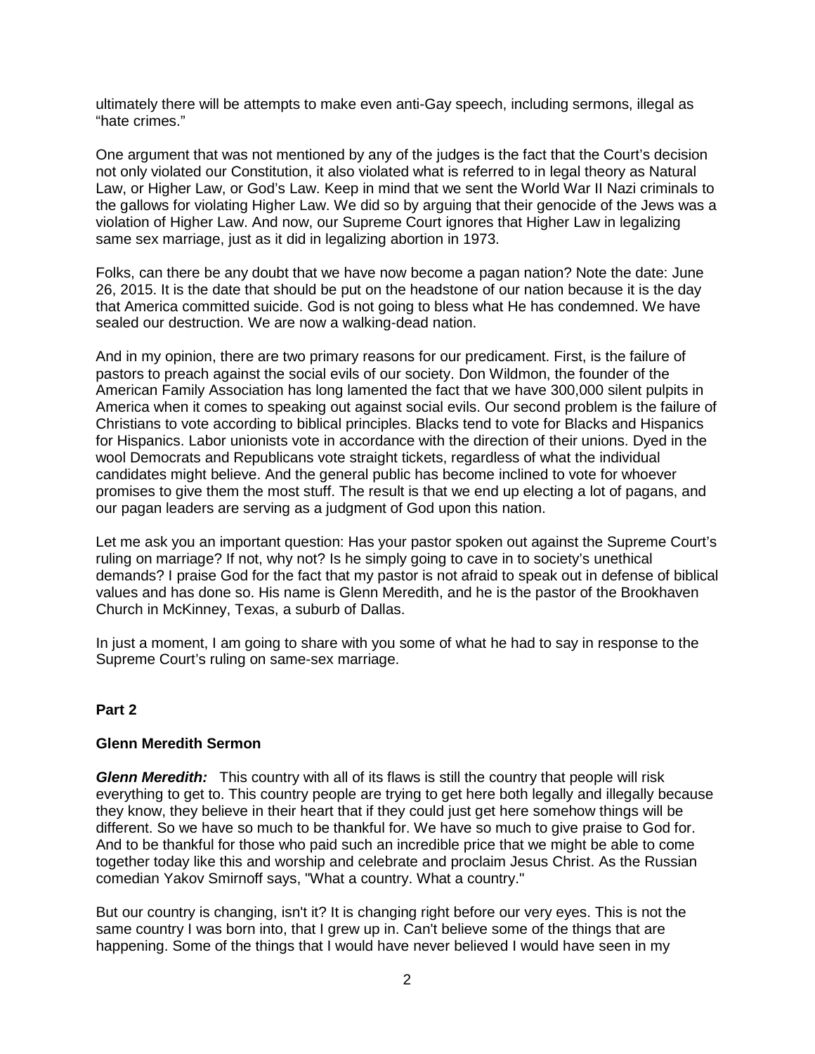ultimately there will be attempts to make even anti-Gay speech, including sermons, illegal as "hate crimes."

One argument that was not mentioned by any of the judges is the fact that the Court's decision not only violated our Constitution, it also violated what is referred to in legal theory as Natural Law, or Higher Law, or God's Law. Keep in mind that we sent the World War II Nazi criminals to the gallows for violating Higher Law. We did so by arguing that their genocide of the Jews was a violation of Higher Law. And now, our Supreme Court ignores that Higher Law in legalizing same sex marriage, just as it did in legalizing abortion in 1973.

Folks, can there be any doubt that we have now become a pagan nation? Note the date: June 26, 2015. It is the date that should be put on the headstone of our nation because it is the day that America committed suicide. God is not going to bless what He has condemned. We have sealed our destruction. We are now a walking-dead nation.

And in my opinion, there are two primary reasons for our predicament. First, is the failure of pastors to preach against the social evils of our society. Don Wildmon, the founder of the American Family Association has long lamented the fact that we have 300,000 silent pulpits in America when it comes to speaking out against social evils. Our second problem is the failure of Christians to vote according to biblical principles. Blacks tend to vote for Blacks and Hispanics for Hispanics. Labor unionists vote in accordance with the direction of their unions. Dyed in the wool Democrats and Republicans vote straight tickets, regardless of what the individual candidates might believe. And the general public has become inclined to vote for whoever promises to give them the most stuff. The result is that we end up electing a lot of pagans, and our pagan leaders are serving as a judgment of God upon this nation.

Let me ask you an important question: Has your pastor spoken out against the Supreme Court's ruling on marriage? If not, why not? Is he simply going to cave in to society's unethical demands? I praise God for the fact that my pastor is not afraid to speak out in defense of biblical values and has done so. His name is Glenn Meredith, and he is the pastor of the Brookhaven Church in McKinney, Texas, a suburb of Dallas.

In just a moment, I am going to share with you some of what he had to say in response to the Supreme Court's ruling on same-sex marriage.

**Part 2**

**Glenn Meredith Sermon**

***Glenn Meredith:*** This country with all of its flaws is still the country that people will risk everything to get to. This country people are trying to get here both legally and illegally because they know, they believe in their heart that if they could just get here somehow things will be different. So we have so much to be thankful for. We have so much to give praise to God for. And to be thankful for those who paid such an incredible price that we might be able to come together today like this and worship and celebrate and proclaim Jesus Christ. As the Russian comedian Yakov Smirnoff says, "What a country. What a country."

But our country is changing, isn't it? It is changing right before our very eyes. This is not the same country I was born into, that I grew up in. Can't believe some of the things that are happening. Some of the things that I would have never believed I would have seen in my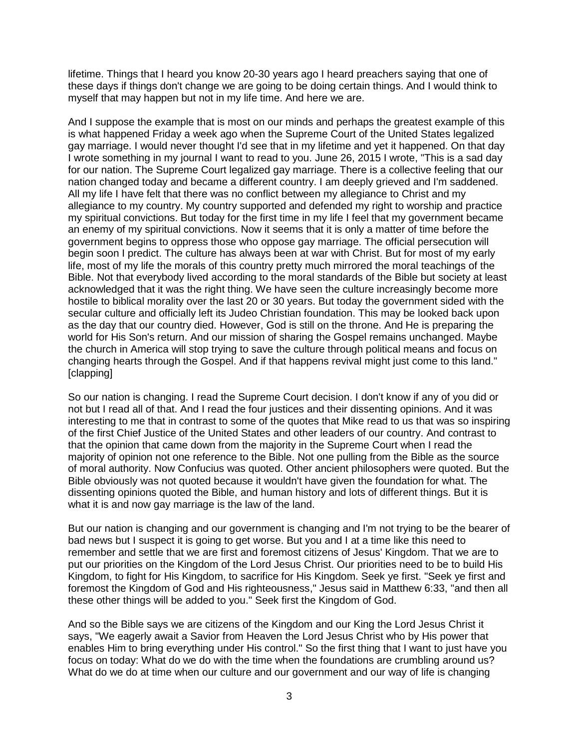lifetime. Things that I heard you know 20-30 years ago I heard preachers saying that one of these days if things don't change we are going to be doing certain things. And I would think to myself that may happen but not in my life time. And here we are.

And I suppose the example that is most on our minds and perhaps the greatest example of this is what happened Friday a week ago when the Supreme Court of the United States legalized gay marriage. I would never thought I'd see that in my lifetime and yet it happened. On that day I wrote something in my journal I want to read to you. June 26, 2015 I wrote, "This is a sad day for our nation. The Supreme Court legalized gay marriage. There is a collective feeling that our nation changed today and became a different country. I am deeply grieved and I'm saddened. All my life I have felt that there was no conflict between my allegiance to Christ and my allegiance to my country. My country supported and defended my right to worship and practice my spiritual convictions. But today for the first time in my life I feel that my government became an enemy of my spiritual convictions. Now it seems that it is only a matter of time before the government begins to oppress those who oppose gay marriage. The official persecution will begin soon I predict. The culture has always been at war with Christ. But for most of my early life, most of my life the morals of this country pretty much mirrored the moral teachings of the Bible. Not that everybody lived according to the moral standards of the Bible but society at least acknowledged that it was the right thing. We have seen the culture increasingly become more hostile to biblical morality over the last 20 or 30 years. But today the government sided with the secular culture and officially left its Judeo Christian foundation. This may be looked back upon as the day that our country died. However, God is still on the throne. And He is preparing the world for His Son's return. And our mission of sharing the Gospel remains unchanged. Maybe the church in America will stop trying to save the culture through political means and focus on changing hearts through the Gospel. And if that happens revival might just come to this land." [clapping]

So our nation is changing. I read the Supreme Court decision. I don't know if any of you did or not but I read all of that. And I read the four justices and their dissenting opinions. And it was interesting to me that in contrast to some of the quotes that Mike read to us that was so inspiring of the first Chief Justice of the United States and other leaders of our country. And contrast to that the opinion that came down from the majority in the Supreme Court when I read the majority of opinion not one reference to the Bible. Not one pulling from the Bible as the source of moral authority. Now Confucius was quoted. Other ancient philosophers were quoted. But the Bible obviously was not quoted because it wouldn't have given the foundation for what. The dissenting opinions quoted the Bible, and human history and lots of different things. But it is what it is and now gay marriage is the law of the land.

But our nation is changing and our government is changing and I'm not trying to be the bearer of bad news but I suspect it is going to get worse. But you and I at a time like this need to remember and settle that we are first and foremost citizens of Jesus' Kingdom. That we are to put our priorities on the Kingdom of the Lord Jesus Christ. Our priorities need to be to build His Kingdom, to fight for His Kingdom, to sacrifice for His Kingdom. Seek ye first. "Seek ye first and foremost the Kingdom of God and His righteousness," Jesus said in Matthew 6:33, "and then all these other things will be added to you." Seek first the Kingdom of God.

And so the Bible says we are citizens of the Kingdom and our King the Lord Jesus Christ it says, "We eagerly await a Savior from Heaven the Lord Jesus Christ who by His power that enables Him to bring everything under His control." So the first thing that I want to just have you focus on today: What do we do with the time when the foundations are crumbling around us? What do we do at time when our culture and our government and our way of life is changing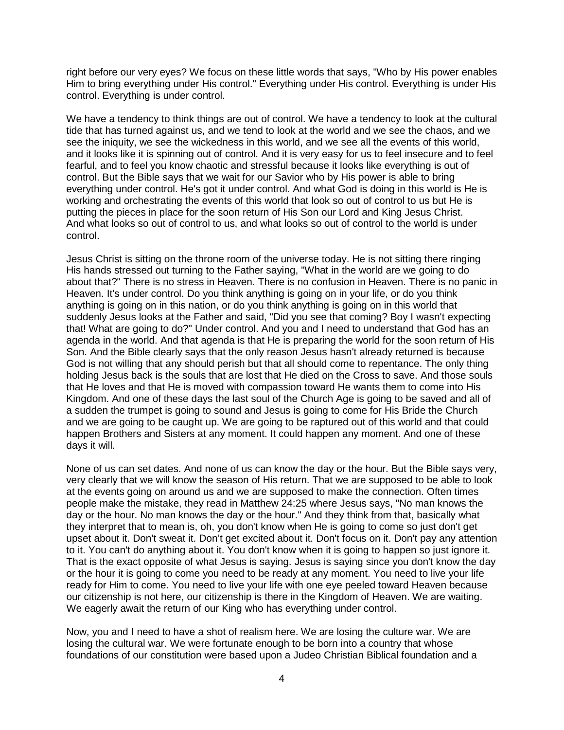right before our very eyes? We focus on these little words that says, "Who by His power enables Him to bring everything under His control." Everything under His control. Everything is under His control. Everything is under control.

We have a tendency to think things are out of control. We have a tendency to look at the cultural tide that has turned against us, and we tend to look at the world and we see the chaos, and we see the iniquity, we see the wickedness in this world, and we see all the events of this world, and it looks like it is spinning out of control. And it is very easy for us to feel insecure and to feel fearful, and to feel you know chaotic and stressful because it looks like everything is out of control. But the Bible says that we wait for our Savior who by His power is able to bring everything under control. He's got it under control. And what God is doing in this world is He is working and orchestrating the events of this world that look so out of control to us but He is putting the pieces in place for the soon return of His Son our Lord and King Jesus Christ. And what looks so out of control to us, and what looks so out of control to the world is under control.

Jesus Christ is sitting on the throne room of the universe today. He is not sitting there ringing His hands stressed out turning to the Father saying, "What in the world are we going to do about that?" There is no stress in Heaven. There is no confusion in Heaven. There is no panic in Heaven. It's under control. Do you think anything is going on in your life, or do you think anything is going on in this nation, or do you think anything is going on in this world that suddenly Jesus looks at the Father and said, "Did you see that coming? Boy I wasn't expecting that! What are going to do?" Under control. And you and I need to understand that God has an agenda in the world. And that agenda is that He is preparing the world for the soon return of His Son. And the Bible clearly says that the only reason Jesus hasn't already returned is because God is not willing that any should perish but that all should come to repentance. The only thing holding Jesus back is the souls that are lost that He died on the Cross to save. And those souls that He loves and that He is moved with compassion toward He wants them to come into His Kingdom. And one of these days the last soul of the Church Age is going to be saved and all of a sudden the trumpet is going to sound and Jesus is going to come for His Bride the Church and we are going to be caught up. We are going to be raptured out of this world and that could happen Brothers and Sisters at any moment. It could happen any moment. And one of these days it will.

None of us can set dates. And none of us can know the day or the hour. But the Bible says very, very clearly that we will know the season of His return. That we are supposed to be able to look at the events going on around us and we are supposed to make the connection. Often times people make the mistake, they read in Matthew 24:25 where Jesus says, "No man knows the day or the hour. No man knows the day or the hour." And they think from that, basically what they interpret that to mean is, oh, you don't know when He is going to come so just don't get upset about it. Don't sweat it. Don't get excited about it. Don't focus on it. Don't pay any attention to it. You can't do anything about it. You don't know when it is going to happen so just ignore it. That is the exact opposite of what Jesus is saying. Jesus is saying since you don't know the day or the hour it is going to come you need to be ready at any moment. You need to live your life ready for Him to come. You need to live your life with one eye peeled toward Heaven because our citizenship is not here, our citizenship is there in the Kingdom of Heaven. We are waiting. We eagerly await the return of our King who has everything under control.

Now, you and I need to have a shot of realism here. We are losing the culture war. We are losing the cultural war. We were fortunate enough to be born into a country that whose foundations of our constitution were based upon a Judeo Christian Biblical foundation and a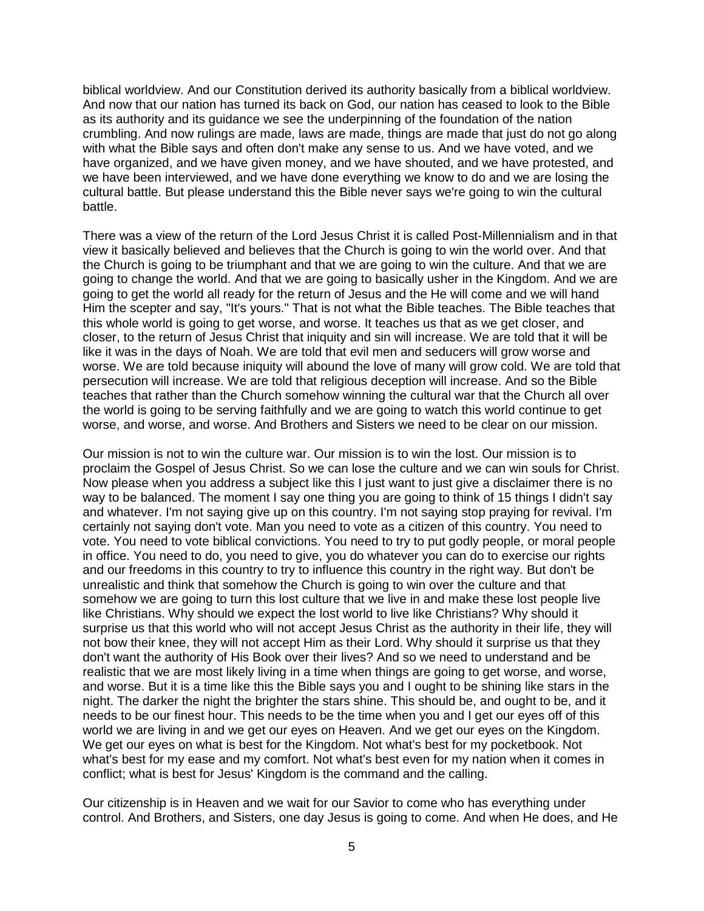biblical worldview. And our Constitution derived its authority basically from a biblical worldview. And now that our nation has turned its back on God, our nation has ceased to look to the Bible as its authority and its guidance we see the underpinning of the foundation of the nation crumbling. And now rulings are made, laws are made, things are made that just do not go along with what the Bible says and often don't make any sense to us. And we have voted, and we have organized, and we have given money, and we have shouted, and we have protested, and we have been interviewed, and we have done everything we know to do and we are losing the cultural battle. But please understand this the Bible never says we're going to win the cultural battle.

There was a view of the return of the Lord Jesus Christ it is called Post-Millennialism and in that view it basically believed and believes that the Church is going to win the world over. And that the Church is going to be triumphant and that we are going to win the culture. And that we are going to change the world. And that we are going to basically usher in the Kingdom. And we are going to get the world all ready for the return of Jesus and the He will come and we will hand Him the scepter and say, "It's yours." That is not what the Bible teaches. The Bible teaches that this whole world is going to get worse, and worse. It teaches us that as we get closer, and closer, to the return of Jesus Christ that iniquity and sin will increase. We are told that it will be like it was in the days of Noah. We are told that evil men and seducers will grow worse and worse. We are told because iniquity will abound the love of many will grow cold. We are told that persecution will increase. We are told that religious deception will increase. And so the Bible teaches that rather than the Church somehow winning the cultural war that the Church all over the world is going to be serving faithfully and we are going to watch this world continue to get worse, and worse, and worse. And Brothers and Sisters we need to be clear on our mission.

Our mission is not to win the culture war. Our mission is to win the lost. Our mission is to proclaim the Gospel of Jesus Christ. So we can lose the culture and we can win souls for Christ. Now please when you address a subject like this I just want to just give a disclaimer there is no way to be balanced. The moment I say one thing you are going to think of 15 things I didn't say and whatever. I'm not saying give up on this country. I'm not saying stop praying for revival. I'm certainly not saying don't vote. Man you need to vote as a citizen of this country. You need to vote. You need to vote biblical convictions. You need to try to put godly people, or moral people in office. You need to do, you need to give, you do whatever you can do to exercise our rights and our freedoms in this country to try to influence this country in the right way. But don't be unrealistic and think that somehow the Church is going to win over the culture and that somehow we are going to turn this lost culture that we live in and make these lost people live like Christians. Why should we expect the lost world to live like Christians? Why should it surprise us that this world who will not accept Jesus Christ as the authority in their life, they will not bow their knee, they will not accept Him as their Lord. Why should it surprise us that they don't want the authority of His Book over their lives? And so we need to understand and be realistic that we are most likely living in a time when things are going to get worse, and worse, and worse. But it is a time like this the Bible says you and I ought to be shining like stars in the night. The darker the night the brighter the stars shine. This should be, and ought to be, and it needs to be our finest hour. This needs to be the time when you and I get our eyes off of this world we are living in and we get our eyes on Heaven. And we get our eyes on the Kingdom. We get our eyes on what is best for the Kingdom. Not what's best for my pocketbook. Not what's best for my ease and my comfort. Not what's best even for my nation when it comes in conflict; what is best for Jesus' Kingdom is the command and the calling.

Our citizenship is in Heaven and we wait for our Savior to come who has everything under control. And Brothers, and Sisters, one day Jesus is going to come. And when He does, and He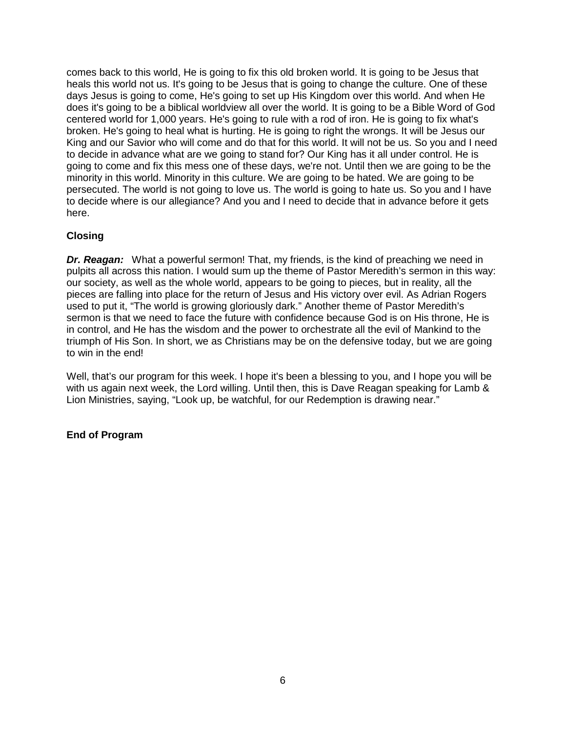comes back to this world, He is going to fix this old broken world. It is going to be Jesus that heals this world not us. It's going to be Jesus that is going to change the culture. One of these days Jesus is going to come, He's going to set up His Kingdom over this world. And when He does it's going to be a biblical worldview all over the world. It is going to be a Bible Word of God centered world for 1,000 years. He's going to rule with a rod of iron. He is going to fix what's broken. He's going to heal what is hurting. He is going to right the wrongs. It will be Jesus our King and our Savior who will come and do that for this world. It will not be us. So you and I need to decide in advance what are we going to stand for? Our King has it all under control. He is going to come and fix this mess one of these days, we're not. Until then we are going to be the minority in this world. Minority in this culture. We are going to be hated. We are going to be persecuted. The world is not going to love us. The world is going to hate us. So you and I have to decide where is our allegiance? And you and I need to decide that in advance before it gets here.

**Closing**

***Dr. Reagan:*** What a powerful sermon! That, my friends, is the kind of preaching we need in pulpits all across this nation. I would sum up the theme of Pastor Meredith's sermon in this way: our society, as well as the whole world, appears to be going to pieces, but in reality, all the pieces are falling into place for the return of Jesus and His victory over evil. As Adrian Rogers used to put it, "The world is growing gloriously dark." Another theme of Pastor Meredith's sermon is that we need to face the future with confidence because God is on His throne, He is in control, and He has the wisdom and the power to orchestrate all the evil of Mankind to the triumph of His Son. In short, we as Christians may be on the defensive today, but we are going to win in the end!

Well, that's our program for this week. I hope it's been a blessing to you, and I hope you will be with us again next week, the Lord willing. Until then, this is Dave Reagan speaking for Lamb & Lion Ministries, saying, "Look up, be watchful, for our Redemption is drawing near."

**End of Program**